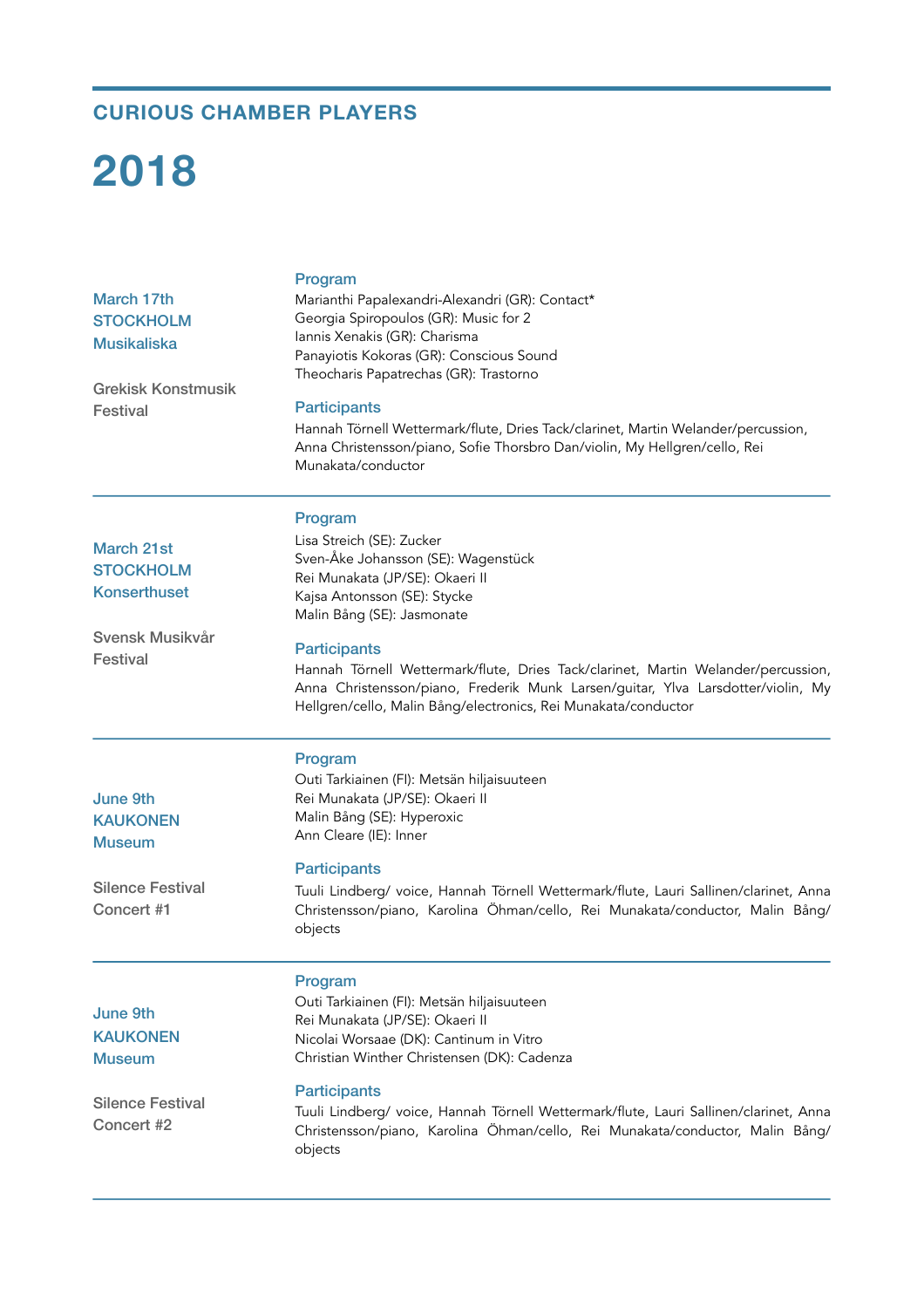## CURIOUS CHAMBER PLAYERS

# 2018

---

**March 17th**
**STOCKHOLM**
**Musikaliska**

Grekisk Konstmusik Festival

### Program

Marianthi Papalexandri-Alexandri (GR): Contact*
Georgia Spiropoulos (GR): Music for 2
Iannis Xenakis (GR): Charisma
Panayiotis Kokoras (GR): Conscious Sound
Theocharis Papatrechas (GR): Trastorno

### Participants

Hannah Törnell Wettermark/flute, Dries Tack/clarinet, Martin Welander/percussion, Anna Christensson/piano, Sofie Thorsbro Dan/violin, My Hellgren/cello, Rei Munakata/conductor

---

**March 21st**
**STOCKHOLM**
**Konserthuset**

Svensk Musikvår Festival

### Program

Lisa Streich (SE): Zucker
Sven-Åke Johansson (SE): Wagenstück
Rei Munakata (JP/SE): Okaeri II
Kajsa Antonsson (SE): Stycke
Malin Bång (SE): Jasmonate

### Participants

Hannah Törnell Wettermark/flute, Dries Tack/clarinet, Martin Welander/percussion, Anna Christensson/piano, Frederik Munk Larsen/guitar, Ylva Larsdotter/violin, My Hellgren/cello, Malin Bång/electronics, Rei Munakata/conductor

---

**June 9th**
**KAUKONEN**
**Museum**

Silence Festival Concert #1

### Program

Outi Tarkiainen (FI): Metsän hiljaisuuteen
Rei Munakata (JP/SE): Okaeri II
Malin Bång (SE): Hyperoxic
Ann Cleare (IE): Inner

### Participants

Tuuli Lindberg/ voice, Hannah Törnell Wettermark/flute, Lauri Sallinen/clarinet, Anna Christensson/piano, Karolina Öhman/cello, Rei Munakata/conductor, Malin Bång/ objects

---

**June 9th**
**KAUKONEN**
**Museum**

Silence Festival Concert #2

### Program

Outi Tarkiainen (FI): Metsän hiljaisuuteen
Rei Munakata (JP/SE): Okaeri II
Nicolai Worsaae (DK): Cantinum in Vitro
Christian Winther Christensen (DK): Cadenza

### Participants

Tuuli Lindberg/ voice, Hannah Törnell Wettermark/flute, Lauri Sallinen/clarinet, Anna Christensson/piano, Karolina Öhman/cello, Rei Munakata/conductor, Malin Bång/ objects

---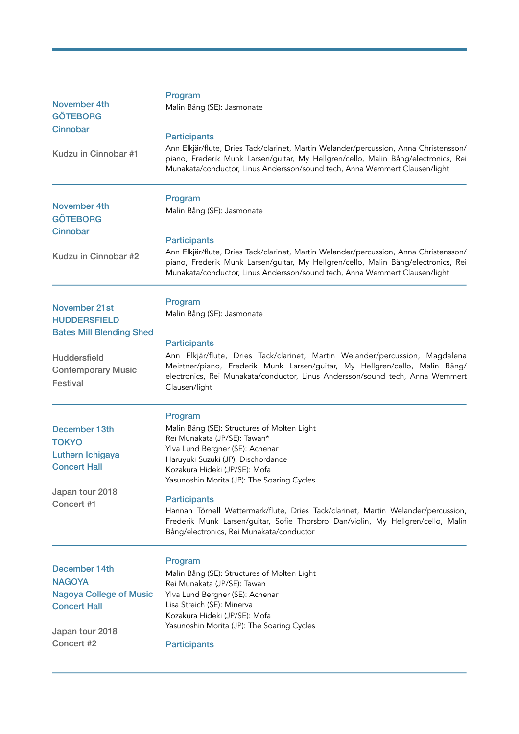**November 4th**
**GÖTEBORG**
**Cinnobar**

Kudzu in Cinnobar #1

**Program**

Malin Bång (SE): Jasmonate

**Participants**

Ann Elkjär/flute, Dries Tack/clarinet, Martin Welander/percussion, Anna Christensson/piano, Frederik Munk Larsen/guitar, My Hellgren/cello, Malin Bång/electronics, Rei Munakata/conductor, Linus Andersson/sound tech, Anna Wemmert Clausen/light

---

**November 4th**
**GÖTEBORG**
**Cinnobar**

Kudzu in Cinnobar #2

**Program**

Malin Bång (SE): Jasmonate

**Participants**

Ann Elkjär/flute, Dries Tack/clarinet, Martin Welander/percussion, Anna Christensson/piano, Frederik Munk Larsen/guitar, My Hellgren/cello, Malin Bång/electronics, Rei Munakata/conductor, Linus Andersson/sound tech, Anna Wemmert Clausen/light

---

**November 21st**
**HUDDERSFIELD**
**Bates Mill Blending Shed**

Huddersfield Contemporary Music Festival

**Program**

Malin Bång (SE): Jasmonate

**Participants**

Ann Elkjär/flute, Dries Tack/clarinet, Martin Welander/percussion, Magdalena Meiztner/piano, Frederik Munk Larsen/guitar, My Hellgren/cello, Malin Bång/electronics, Rei Munakata/conductor, Linus Andersson/sound tech, Anna Wemmert Clausen/light

---

**December 13th**
**TOKYO**
**Luthern Ichigaya Concert Hall**

Japan tour 2018 Concert #1

**Program**

Malin Bång (SE): Structures of Molten Light
Rei Munakata (JP/SE): Tawan*
Ylva Lund Bergner (SE): Achenar
Haruyuki Suzuki (JP): Dischordance
Kozakura Hideki (JP/SE): Mofa
Yasunoshin Morita (JP): The Soaring Cycles

**Participants**

Hannah Törnell Wettermark/flute, Dries Tack/clarinet, Martin Welander/percussion, Frederik Munk Larsen/guitar, Sofie Thorsbro Dan/violin, My Hellgren/cello, Malin Bång/electronics, Rei Munakata/conductor

---

**December 14th**
**NAGOYA**
**Nagoya College of Music Concert Hall**

Japan tour 2018 Concert #2

**Program**

Malin Bång (SE): Structures of Molten Light
Rei Munakata (JP/SE): Tawan
Ylva Lund Bergner (SE): Achenar
Lisa Streich (SE): Minerva
Kozakura Hideki (JP/SE): Mofa
Yasunoshin Morita (JP): The Soaring Cycles

**Participants**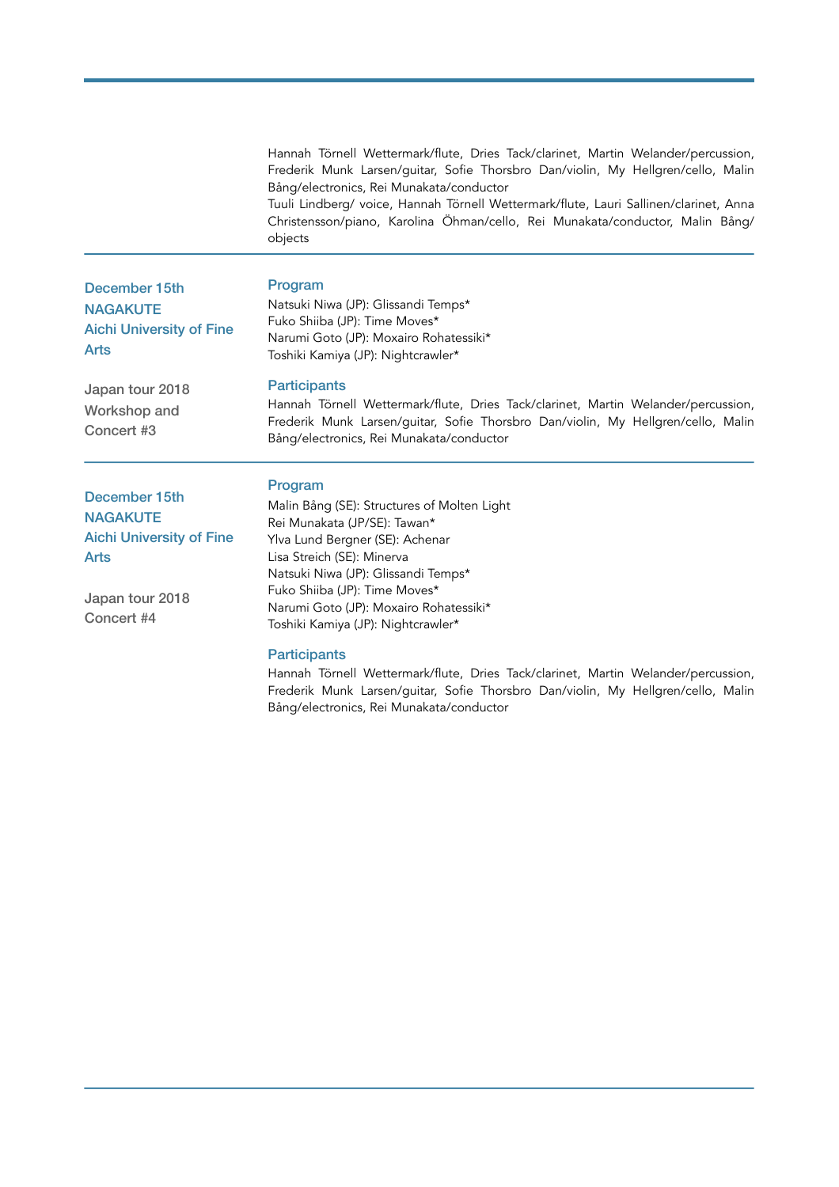Hannah Törnell Wettermark/flute, Dries Tack/clarinet, Martin Welander/percussion, Frederik Munk Larsen/guitar, Sofie Thorsbro Dan/violin, My Hellgren/cello, Malin Bång/electronics, Rei Munakata/conductor
Tuuli Lindberg/ voice, Hannah Törnell Wettermark/flute, Lauri Sallinen/clarinet, Anna Christensson/piano, Karolina Öhman/cello, Rei Munakata/conductor, Malin Bång/ objects

---

**December 15th**
**NAGAKUTE**
**Aichi University of Fine Arts**

Japan tour 2018
Workshop and Concert #3

### Program

Natsuki Niwa (JP): Glissandi Temps*
Fuko Shiiba (JP): Time Moves*
Narumi Goto (JP): Moxairo Rohatessiki*
Toshiki Kamiya (JP): Nightcrawler*

### Participants

Hannah Törnell Wettermark/flute, Dries Tack/clarinet, Martin Welander/percussion, Frederik Munk Larsen/guitar, Sofie Thorsbro Dan/violin, My Hellgren/cello, Malin Bång/electronics, Rei Munakata/conductor

---

**December 15th**
**NAGAKUTE**
**Aichi University of Fine Arts**

Japan tour 2018
Concert #4

### Program

Malin Bång (SE): Structures of Molten Light
Rei Munakata (JP/SE): Tawan*
Ylva Lund Bergner (SE): Achenar
Lisa Streich (SE): Minerva
Natsuki Niwa (JP): Glissandi Temps*
Fuko Shiiba (JP): Time Moves*
Narumi Goto (JP): Moxairo Rohatessiki*
Toshiki Kamiya (JP): Nightcrawler*

### Participants

Hannah Törnell Wettermark/flute, Dries Tack/clarinet, Martin Welander/percussion, Frederik Munk Larsen/guitar, Sofie Thorsbro Dan/violin, My Hellgren/cello, Malin Bång/electronics, Rei Munakata/conductor